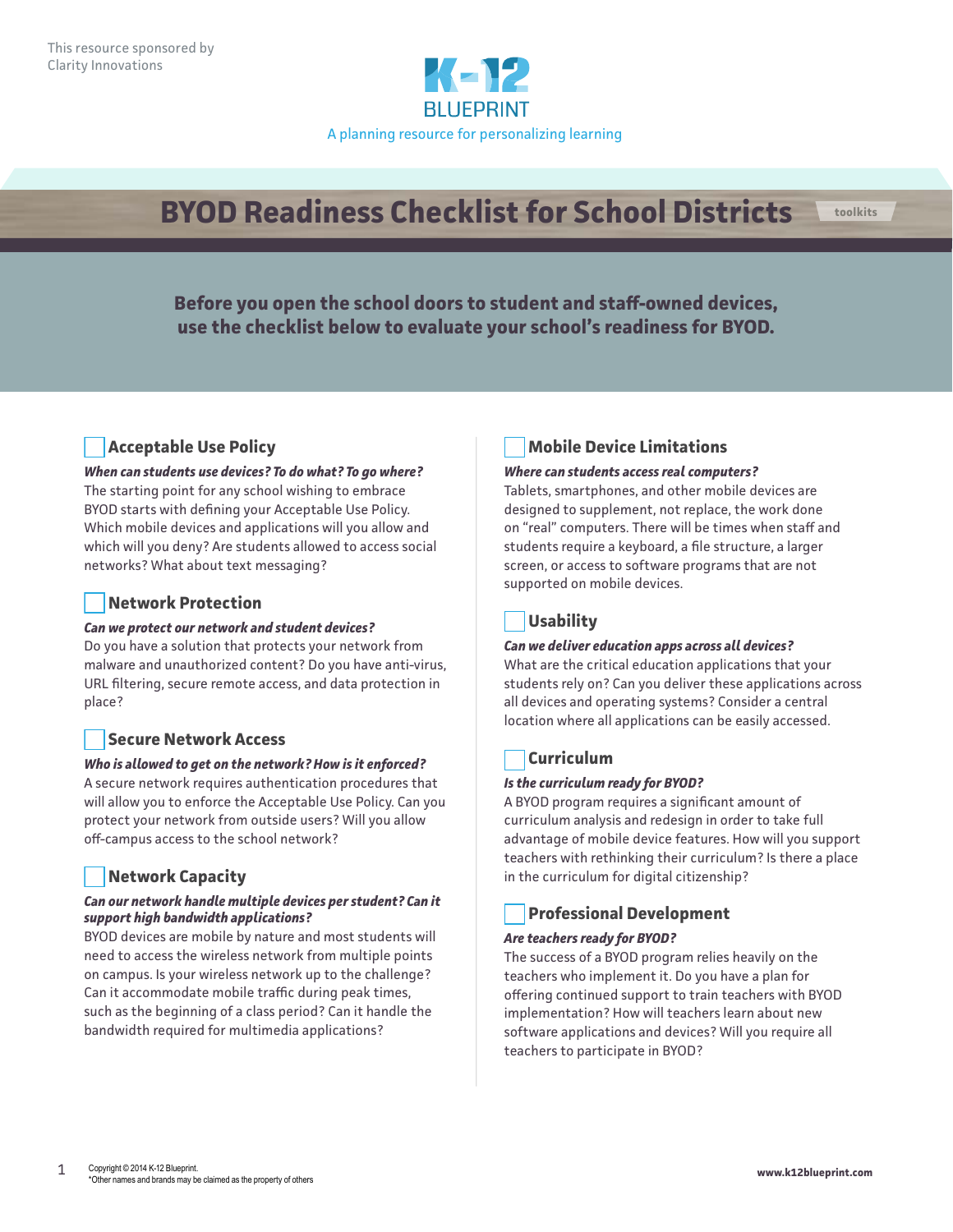This resource sponsored by
Clarity Innovations

K-12 BLUEPRINT
A planning resource for personalizing learning

# BYOD Readiness Checklist for School Districts

toolkits

**Before you open the school doors to student and staff-owned devices, use the checklist below to evaluate your school's readiness for BYOD.**

## ☐ Acceptable Use Policy

***When can students use devices? To do what? To go where?***

The starting point for any school wishing to embrace BYOD starts with defining your Acceptable Use Policy. Which mobile devices and applications will you allow and which will you deny? Are students allowed to access social networks? What about text messaging?

## ☐ Network Protection

***Can we protect our network and student devices?***

Do you have a solution that protects your network from malware and unauthorized content? Do you have anti-virus, URL filtering, secure remote access, and data protection in place?

## ☐ Secure Network Access

***Who is allowed to get on the network? How is it enforced?***

A secure network requires authentication procedures that will allow you to enforce the Acceptable Use Policy. Can you protect your network from outside users? Will you allow off-campus access to the school network?

## ☐ Network Capacity

***Can our network handle multiple devices per student? Can it support high bandwidth applications?***

BYOD devices are mobile by nature and most students will need to access the wireless network from multiple points on campus. Is your wireless network up to the challenge? Can it accommodate mobile traffic during peak times, such as the beginning of a class period? Can it handle the bandwidth required for multimedia applications?

## ☐ Mobile Device Limitations

***Where can students access real computers?***

Tablets, smartphones, and other mobile devices are designed to supplement, not replace, the work done on "real" computers. There will be times when staff and students require a keyboard, a file structure, a larger screen, or access to software programs that are not supported on mobile devices.

## ☐ Usability

***Can we deliver education apps across all devices?***

What are the critical education applications that your students rely on? Can you deliver these applications across all devices and operating systems? Consider a central location where all applications can be easily accessed.

## ☐ Curriculum

***Is the curriculum ready for BYOD?***

A BYOD program requires a significant amount of curriculum analysis and redesign in order to take full advantage of mobile device features. How will you support teachers with rethinking their curriculum? Is there a place in the curriculum for digital citizenship?

## ☐ Professional Development

***Are teachers ready for BYOD?***

The success of a BYOD program relies heavily on the teachers who implement it. Do you have a plan for offering continued support to train teachers with BYOD implementation? How will teachers learn about new software applications and devices? Will you require all teachers to participate in BYOD?

Copyright © 2014 K-12 Blueprint.
*Other names and brands may be claimed as the property of others

www.k12blueprint.com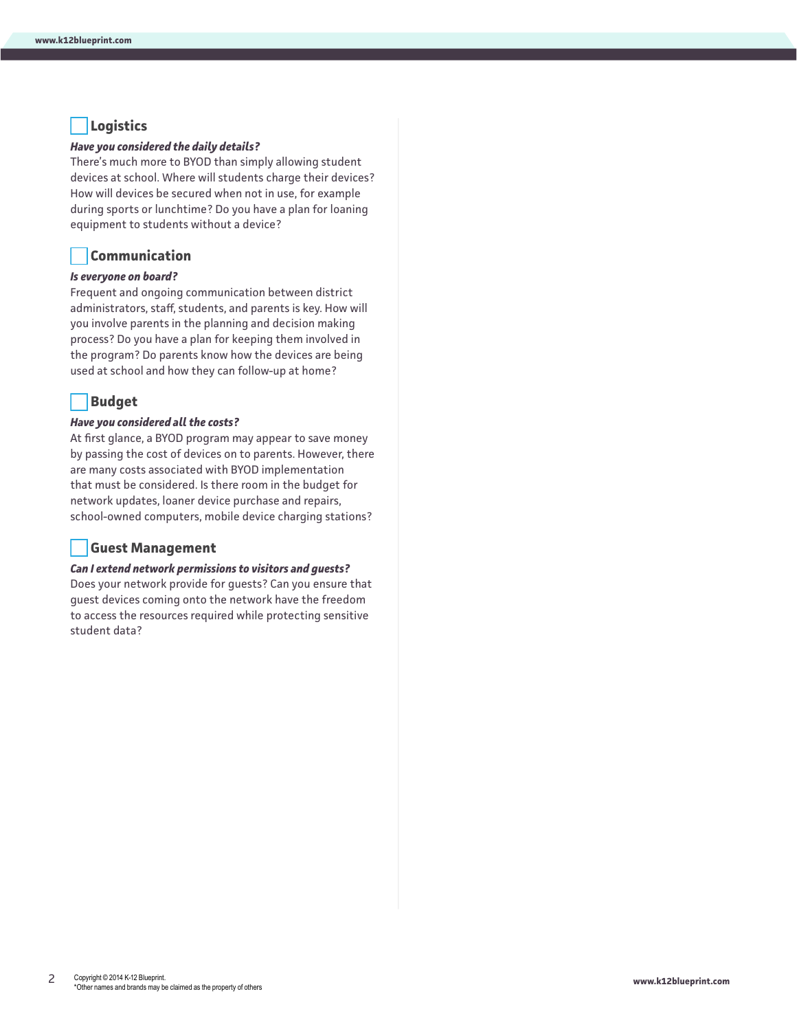## Logistics

***Have you considered the daily details?***

There's much more to BYOD than simply allowing student devices at school. Where will students charge their devices? How will devices be secured when not in use, for example during sports or lunchtime? Do you have a plan for loaning equipment to students without a device?

## Communication

***Is everyone on board?***

Frequent and ongoing communication between district administrators, staff, students, and parents is key. How will you involve parents in the planning and decision making process? Do you have a plan for keeping them involved in the program? Do parents know how the devices are being used at school and how they can follow-up at home?

## Budget

***Have you considered all the costs?***

At first glance, a BYOD program may appear to save money by passing the cost of devices on to parents. However, there are many costs associated with BYOD implementation that must be considered. Is there room in the budget for network updates, loaner device purchase and repairs, school-owned computers, mobile device charging stations?

## Guest Management

***Can I extend network permissions to visitors and guests?***

Does your network provide for guests? Can you ensure that guest devices coming onto the network have the freedom to access the resources required while protecting sensitive student data?

Copyright © 2014 K-12 Blueprint.
*Other names and brands may be claimed as the property of others